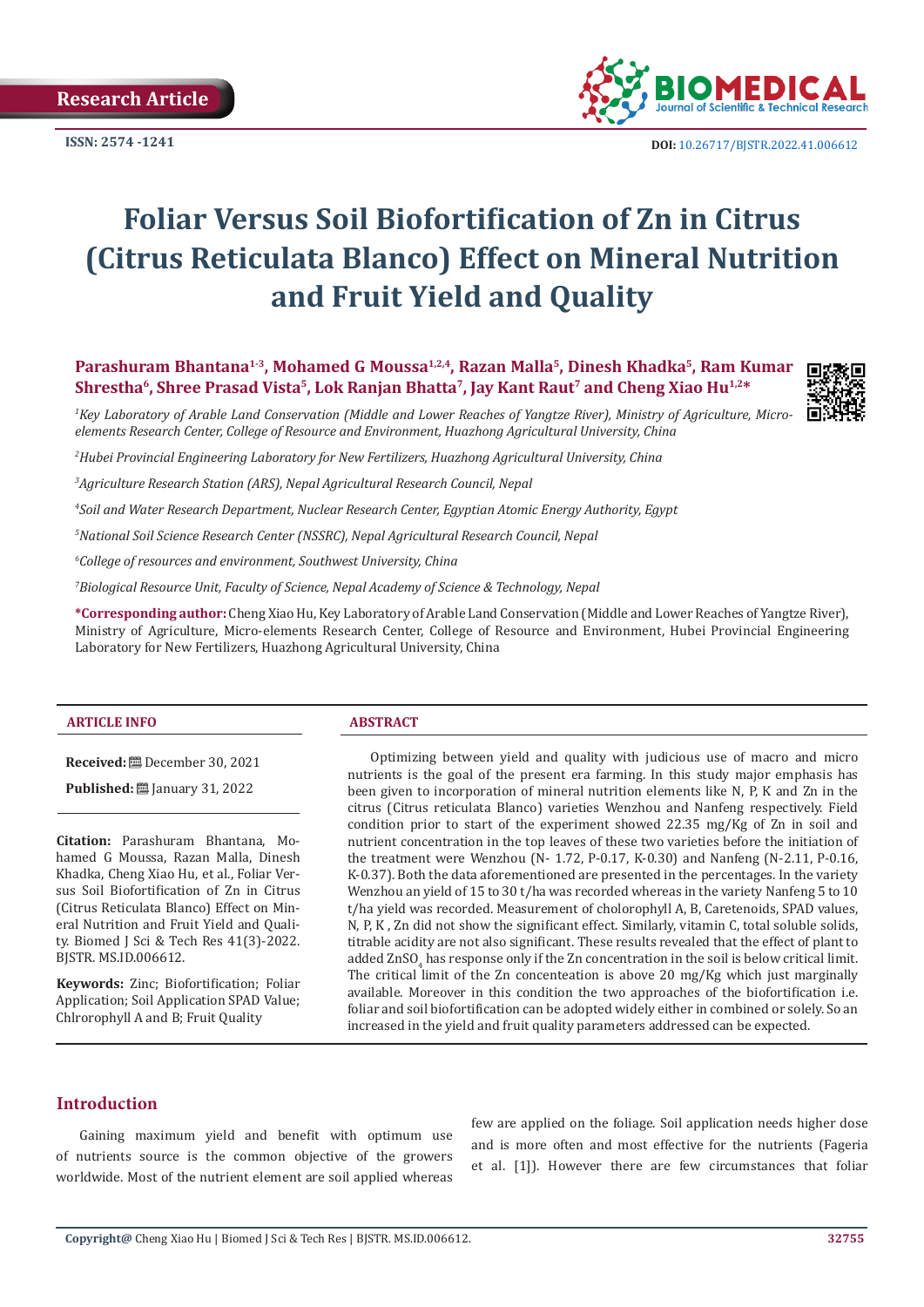Research Article

ISSN: 2574 -1241

DOI: 10.26717/BJSTR.2022.41.006612

# Foliar Versus Soil Biofortification of Zn in Citrus (Citrus Reticulata Blanco) Effect on Mineral Nutrition and Fruit Yield and Quality

**Parashuram Bhantana[1-3], Mohamed G Moussa[1,2,4], Razan Malla[5], Dinesh Khadka[5], Ram Kumar Shrestha[6], Shree Prasad Vista[5], Lok Ranjan Bhatta[7], Jay Kant Raut[7] and Cheng Xiao Hu[1,2]***

*[1]Key Laboratory of Arable Land Conservation (Middle and Lower Reaches of Yangtze River), Ministry of Agriculture, Micro-elements Research Center, College of Resource and Environment, Huazhong Agricultural University, China*

*[2]Hubei Provincial Engineering Laboratory for New Fertilizers, Huazhong Agricultural University, China*

*[3]Agriculture Research Station (ARS), Nepal Agricultural Research Council, Nepal*

*[4]Soil and Water Research Department, Nuclear Research Center, Egyptian Atomic Energy Authority, Egypt*

*[5]National Soil Science Research Center (NSSRC), Nepal Agricultural Research Council, Nepal*

*[6]College of resources and environment, Southwest University, China*

*[7]Biological Resource Unit, Faculty of Science, Nepal Academy of Science & Technology, Nepal*

**\*Corresponding author:** Cheng Xiao Hu, Key Laboratory of Arable Land Conservation (Middle and Lower Reaches of Yangtze River), Ministry of Agriculture, Micro-elements Research Center, College of Resource and Environment, Hubei Provincial Engineering Laboratory for New Fertilizers, Huazhong Agricultural University, China

## ARTICLE INFO

**Received:** December 30, 2021

**Published:** January 31, 2022

**Citation:** Parashuram Bhantana, Mohamed G Moussa, Razan Malla, Dinesh Khadka, Cheng Xiao Hu, et al., Foliar Versus Soil Biofortification of Zn in Citrus (Citrus Reticulata Blanco) Effect on Mineral Nutrition and Fruit Yield and Quality. Biomed J Sci & Tech Res 41(3)-2022. BJSTR. MS.ID.006612.

**Keywords:** Zinc; Biofortification; Foliar Application; Soil Application SPAD Value; Chlrorophyll A and B; Fruit Quality

## ABSTRACT

Optimizing between yield and quality with judicious use of macro and micro nutrients is the goal of the present era farming. In this study major emphasis has been given to incorporation of mineral nutrition elements like N, P, K and Zn in the citrus (Citrus reticulata Blanco) varieties Wenzhou and Nanfeng respectively. Field condition prior to start of the experiment showed 22.35 mg/Kg of Zn in soil and nutrient concentration in the top leaves of these two varieties before the initiation of the treatment were Wenzhou (N- 1.72, P-0.17, K-0.30) and Nanfeng (N-2.11, P-0.16, K-0.37). Both the data aforementioned are presented in the percentages. In the variety Wenzhou an yield of 15 to 30 t/ha was recorded whereas in the variety Nanfeng 5 to 10 t/ha yield was recorded. Measurement of cholorophyll A, B, Caretenoids, SPAD values, N, P, K , Zn did not show the significant effect. Similarly, vitamin C, total soluble solids, titrable acidity are not also significant. These results revealed that the effect of plant to added $ZnSO_4$ has response only if the Zn concentration in the soil is below critical limit. The critical limit of the Zn concenteation is above 20 mg/Kg which just marginally available. Moreover in this condition the two approaches of the biofortification i.e. foliar and soil biofortification can be adopted widely either in combined or solely. So an increased in the yield and fruit quality parameters addressed can be expected.

## Introduction

Gaining maximum yield and benefit with optimum use of nutrients source is the common objective of the growers worldwide. Most of the nutrient element are soil applied whereas few are applied on the foliage. Soil application needs higher dose and is more often and most effective for the nutrients (Fageria et al. [1]). However there are few circumstances that foliar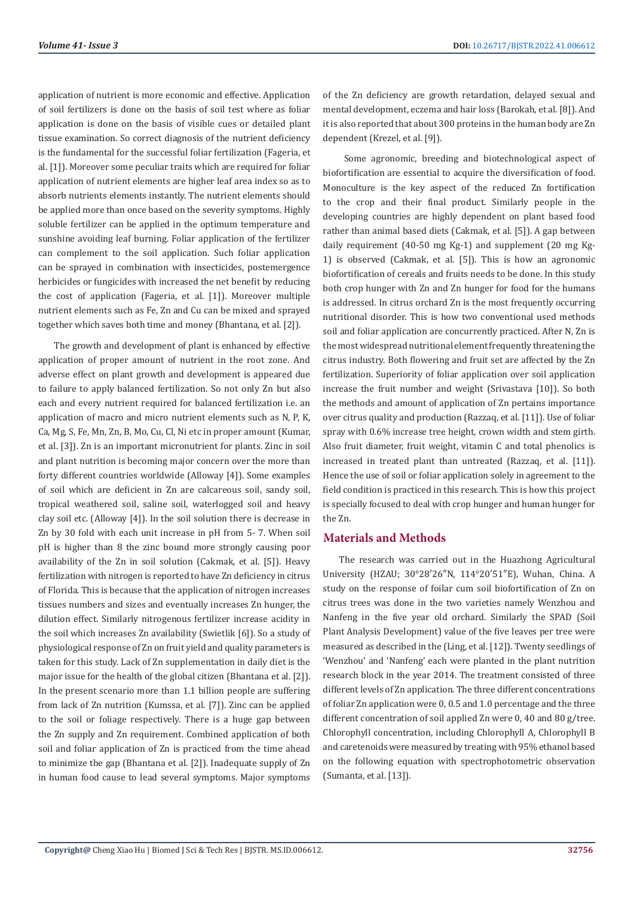application of nutrient is more economic and effective. Application of soil fertilizers is done on the basis of soil test where as foliar application is done on the basis of visible cues or detailed plant tissue examination. So correct diagnosis of the nutrient deficiency is the fundamental for the successful foliar fertilization (Fageria, et al. [1]). Moreover some peculiar traits which are required for foliar application of nutrient elements are higher leaf area index so as to absorb nutrients elements instantly. The nutrient elements should be applied more than once based on the severity symptoms. Highly soluble fertilizer can be applied in the optimum temperature and sunshine avoiding leaf burning. Foliar application of the fertilizer can complement to the soil application. Such foliar application can be sprayed in combination with insecticides, postemergence herbicides or fungicides with increased the net benefit by reducing the cost of application (Fageria, et al. [1]). Moreover multiple nutrient elements such as Fe, Zn and Cu can be mixed and sprayed together which saves both time and money (Bhantana, et al. [2]).

The growth and development of plant is enhanced by effective application of proper amount of nutrient in the root zone. And adverse effect on plant growth and development is appeared due to failure to apply balanced fertilization. So not only Zn but also each and every nutrient required for balanced fertilization i.e. an application of macro and micro nutrient elements such as N, P, K, Ca, Mg, S, Fe, Mn, Zn, B, Mo, Cu, Cl, Ni etc in proper amount (Kumar, et al. [3]). Zn is an important micronutrient for plants. Zinc in soil and plant nutrition is becoming major concern over the more than forty different countries worldwide (Alloway [4]). Some examples of soil which are deficient in Zn are calcareous soil, sandy soil, tropical weathered soil, saline soil, waterlogged soil and heavy clay soil etc. (Alloway [4]). In the soil solution there is decrease in Zn by 30 fold with each unit increase in pH from 5- 7. When soil pH is higher than 8 the zinc bound more strongly causing poor availability of the Zn in soil solution (Cakmak, et al. [5]). Heavy fertilization with nitrogen is reported to have Zn deficiency in citrus of Florida. This is because that the application of nitrogen increases tissues numbers and sizes and eventually increases Zn hunger, the dilution effect. Similarly nitrogenous fertilizer increase acidity in the soil which increases Zn availability (Swietlik [6]). So a study of physiological response of Zn on fruit yield and quality parameters is taken for this study. Lack of Zn supplementation in daily diet is the major issue for the health of the global citizen (Bhantana et al. [2]). In the present scenario more than 1.1 billion people are suffering from lack of Zn nutrition (Kumssa, et al. [7]). Zinc can be applied to the soil or foliage respectively. There is a huge gap between the Zn supply and Zn requirement. Combined application of both soil and foliar application of Zn is practiced from the time ahead to minimize the gap (Bhantana et al. [2]). Inadequate supply of Zn in human food cause to lead several symptoms. Major symptoms of the Zn deficiency are growth retardation, delayed sexual and mental development, eczema and hair loss (Barokah, et al. [8]). And it is also reported that about 300 proteins in the human body are Zn dependent (Krezel, et al. [9]).

Some agronomic, breeding and biotechnological aspect of biofortification are essential to acquire the diversification of food. Monoculture is the key aspect of the reduced Zn fortification to the crop and their final product. Similarly people in the developing countries are highly dependent on plant based food rather than animal based diets (Cakmak, et al. [5]). A gap between daily requirement (40-50 mg $Kg^{-1}$) and supplement (20 mg $Kg^{-1}$) is observed (Cakmak, et al. [5]). This is how an agronomic biofortification of cereals and fruits needs to be done. In this study both crop hunger with Zn and Zn hunger for food for the humans is addressed. In citrus orchard Zn is the most frequently occurring nutritional disorder. This is how two conventional used methods soil and foliar application are concurrently practiced. After N, Zn is the most widespread nutritional element frequently threatening the citrus industry. Both flowering and fruit set are affected by the Zn fertilization. Superiority of foliar application over soil application increase the fruit number and weight (Srivastava [10]). So both the methods and amount of application of Zn pertains importance over citrus quality and production (Razzaq, et al. [11]). Use of foliar spray with 0.6% increase tree height, crown width and stem girth. Also fruit diameter, fruit weight, vitamin C and total phenolics is increased in treated plant than untreated (Razzaq, et al. [11]). Hence the use of soil or foliar application solely in agreement to the field condition is practiced in this research. This is how this project is specially focused to deal with crop hunger and human hunger for the Zn.

## Materials and Methods

The research was carried out in the Huazhong Agricultural University (HZAU; 30°28′26″N, 114°20′51″E), Wuhan, China. A study on the response of foilar cum soil biofortification of Zn on citrus trees was done in the two varieties namely Wenzhou and Nanfeng in the five year old orchard. Similarly the SPAD (Soil Plant Analysis Development) value of the five leaves per tree were measured as described in the (Ling, et al. [12]). Twenty seedlings of 'Wenzhou' and 'Nanfeng' each were planted in the plant nutrition research block in the year 2014. The treatment consisted of three different levels of Zn application. The three different concentrations of foliar Zn application were 0, 0.5 and 1.0 percentage and the three different concentration of soil applied Zn were 0, 40 and 80 g/tree. Chlorophyll concentration, including Chlorophyll A, Chlorophyll B and caretenoids were measured by treating with 95% ethanol based on the following equation with spectrophotometric observation (Sumanta, et al. [13]).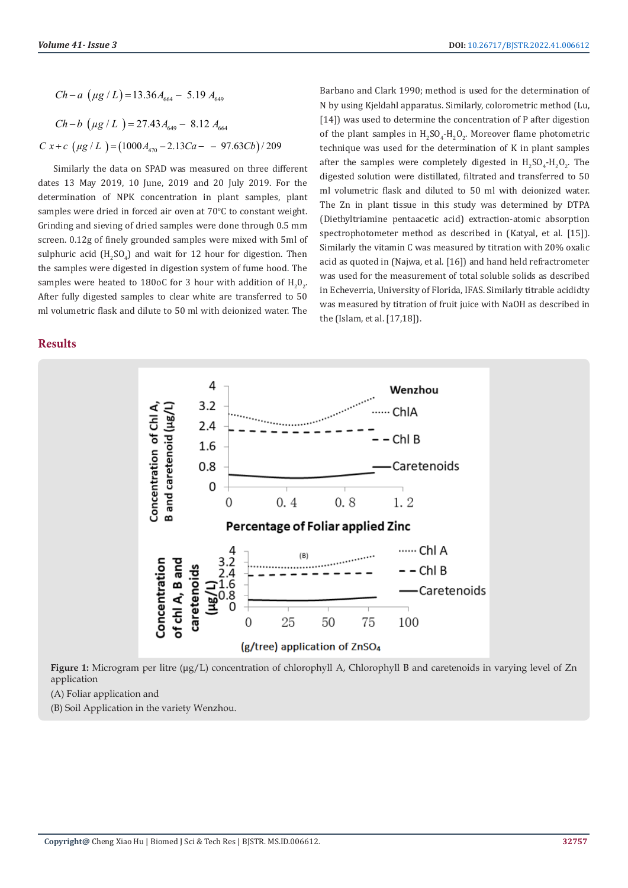$$Ch-a\ (\mu g/L) = 13.36A_{664} - 5.19\ A_{649}$$

$$Ch-b\ (\mu g/L\ ) = 27.43A_{649} - 8.12\ A_{664}$$

$$C\ x+c\ (\mu g/L\ ) = (1000A_{470} - 2.13Ca - - 97.63Cb)/209$$

Similarly the data on SPAD was measured on three different dates 13 May 2019, 10 June, 2019 and 20 July 2019. For the determination of NPK concentration in plant samples, plant samples were dried in forced air oven at 70°C to constant weight. Grinding and sieving of dried samples were done through 0.5 mm screen. 0.12g of finely grounded samples were mixed with 5ml of sulphuric acid ($H_2SO_4$) and wait for 12 hour for digestion. Then the samples were digested in digestion system of fume hood. The samples were heated to 180oC for 3 hour with addition of $H_20_2$. After fully digested samples to clear white are transferred to 50 ml volumetric flask and dilute to 50 ml with deionized water. The Barbano and Clark 1990; method is used for the determination of N by using Kjeldahl apparatus. Similarly, colorometric method (Lu, [14]) was used to determine the concentration of P after digestion of the plant samples in $H_2SO_4$-$H_2O_2$. Moreover flame photometric technique was used for the determination of K in plant samples after the samples were completely digested in $H_2SO_4$-$H_2O_2$. The digested solution were distillated, filtrated and transferred to 50 ml volumetric flask and diluted to 50 ml with deionized water. The Zn in plant tissue in this study was determined by DTPA (Diethyltriamine pentaacetic acid) extraction-atomic absorption spectrophotometer method as described in (Katyal, et al. [15]). Similarly the vitamin C was measured by titration with 20% oxalic acid as quoted in (Najwa, et al. [16]) and hand held refractrometer was used for the measurement of total soluble solids as described in Echeverria, University of Florida, IFAS. Similarly titrable acididty was measured by titration of fruit juice with NaOH as described in the (Islam, et al. [17,18]).

## Results

**Figure 1:** Microgram per litre (µg/L) concentration of chlorophyll A, Chlorophyll B and caretenoids in varying level of Zn application

(A) Foliar application and

(B) Soil Application in the variety Wenzhou.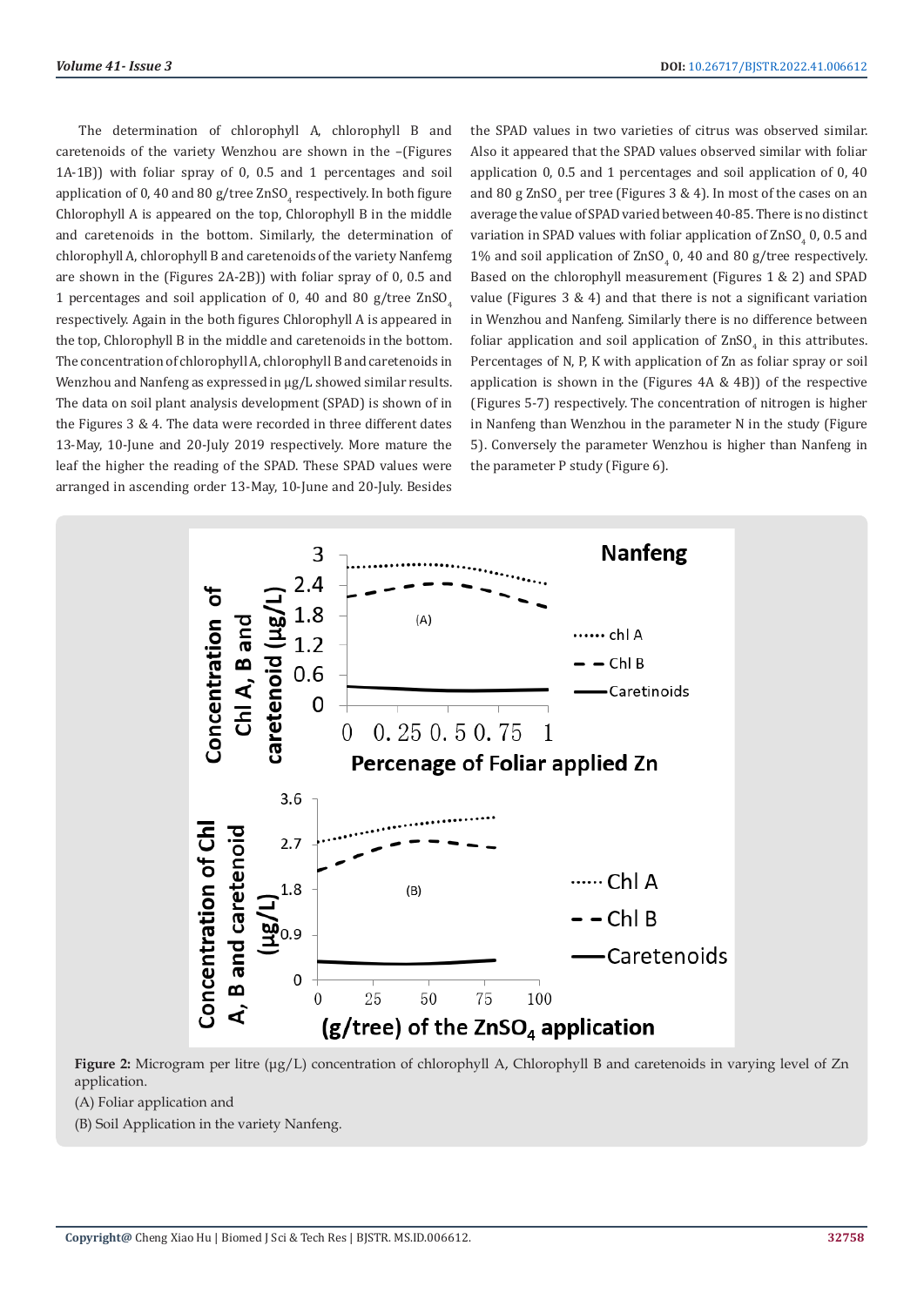The determination of chlorophyll A, chlorophyll B and caretenoids of the variety Wenzhou are shown in the –(Figures 1A-1B)) with foliar spray of 0, 0.5 and 1 percentages and soil application of 0, 40 and 80 g/tree $ZnSO_4$ respectively. In both figure Chlorophyll A is appeared on the top, Chlorophyll B in the middle and caretenoids in the bottom. Similarly, the determination of chlorophyll A, chlorophyll B and caretenoids of the variety Nanfemg are shown in the (Figures 2A-2B)) with foliar spray of 0, 0.5 and 1 percentages and soil application of 0, 40 and 80 g/tree $ZnSO_4$ respectively. Again in the both figures Chlorophyll A is appeared in the top, Chlorophyll B in the middle and caretenoids in the bottom. The concentration of chlorophyll A, chlorophyll B and caretenoids in Wenzhou and Nanfeng as expressed in µg/L showed similar results. The data on soil plant analysis development (SPAD) is shown of in the Figures 3 & 4. The data were recorded in three different dates 13-May, 10-June and 20-July 2019 respectively. More mature the leaf the higher the reading of the SPAD. These SPAD values were arranged in ascending order 13-May, 10-June and 20-July. Besides the SPAD values in two varieties of citrus was observed similar. Also it appeared that the SPAD values observed similar with foliar application 0, 0.5 and 1 percentages and soil application of 0, 40 and 80 g $ZnSO_4$ per tree (Figures 3 & 4). In most of the cases on an average the value of SPAD varied between 40-85. There is no distinct variation in SPAD values with foliar application of $ZnSO_4$ 0, 0.5 and 1% and soil application of $ZnSO_4$ 0, 40 and 80 g/tree respectively. Based on the chlorophyll measurement (Figures 1 & 2) and SPAD value (Figures 3 & 4) and that there is not a significant variation in Wenzhou and Nanfeng. Similarly there is no difference between foliar application and soil application of $ZnSO_4$ in this attributes. Percentages of N, P, K with application of Zn as foliar spray or soil application is shown in the (Figures 4A & 4B)) of the respective (Figures 5-7) respectively. The concentration of nitrogen is higher in Nanfeng than Wenzhou in the parameter N in the study (Figure 5). Conversely the parameter Wenzhou is higher than Nanfeng in the parameter P study (Figure 6).

**Figure 2:** Microgram per litre (µg/L) concentration of chlorophyll A, Chlorophyll B and caretenoids in varying level of Zn application.

(A) Foliar application and

(B) Soil Application in the variety Nanfeng.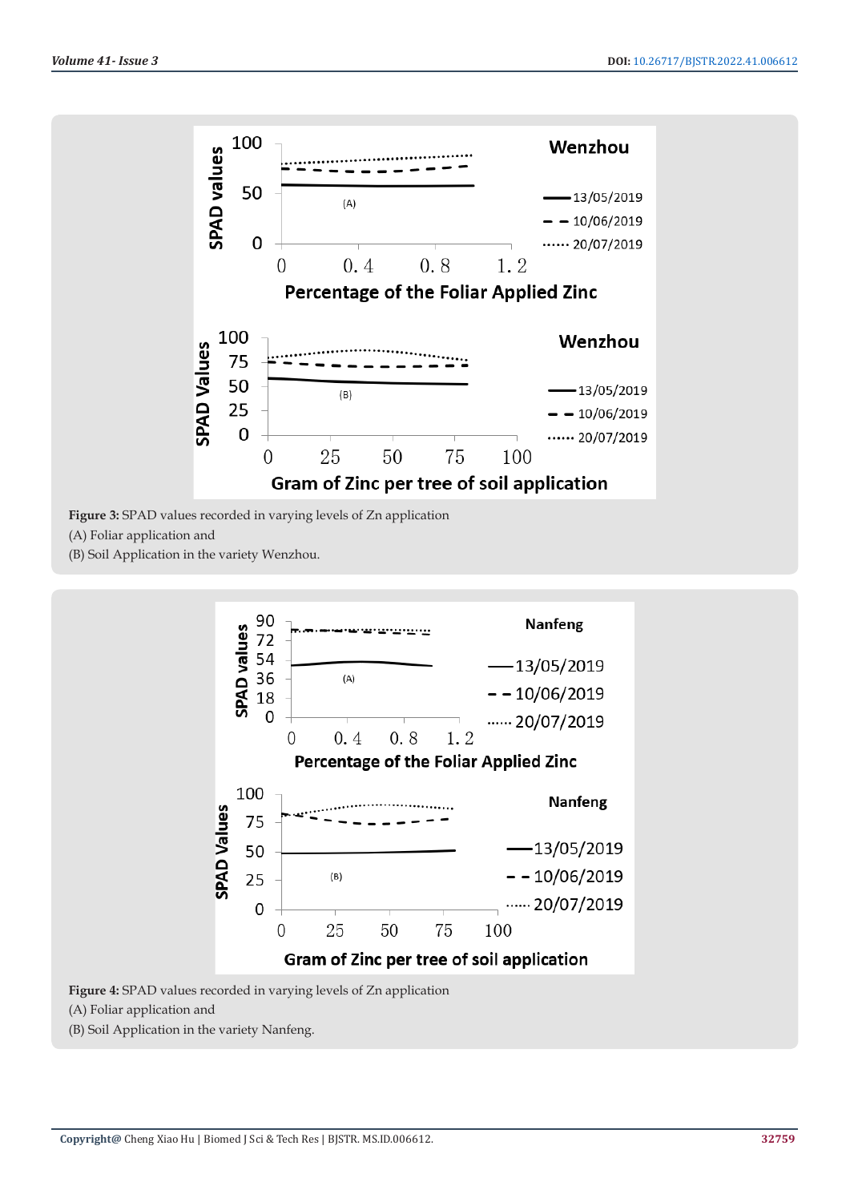**Figure 3:** SPAD values recorded in varying levels of Zn application
(A) Foliar application and
(B) Soil Application in the variety Wenzhou.

**Figure 4:** SPAD values recorded in varying levels of Zn application
(A) Foliar application and
(B) Soil Application in the variety Nanfeng.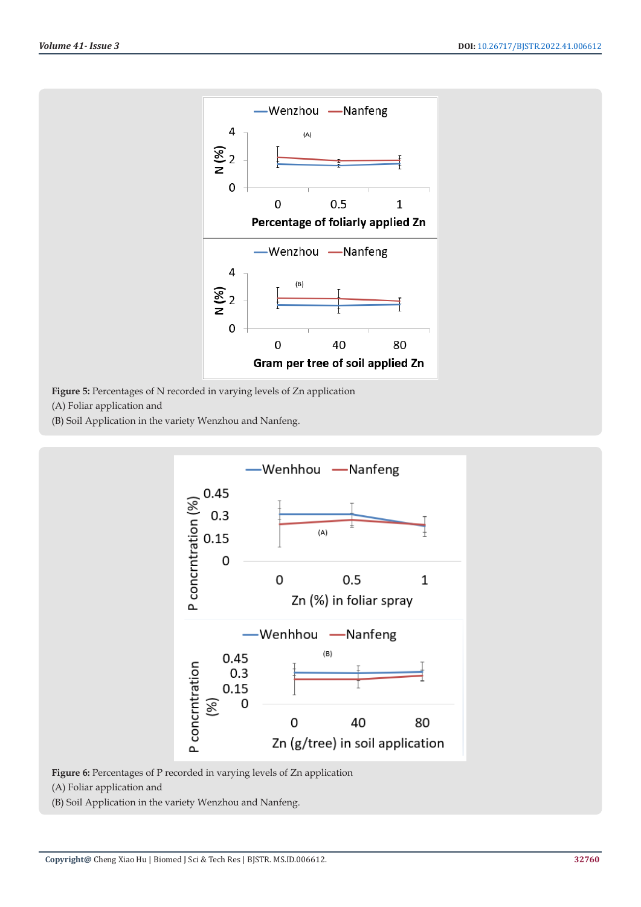Figure 5: Percentages of N recorded in varying levels of Zn application
(A) Foliar application and
(B) Soil Application in the variety Wenzhou and Nanfeng.

Figure 6: Percentages of P recorded in varying levels of Zn application
(A) Foliar application and
(B) Soil Application in the variety Wenzhou and Nanfeng.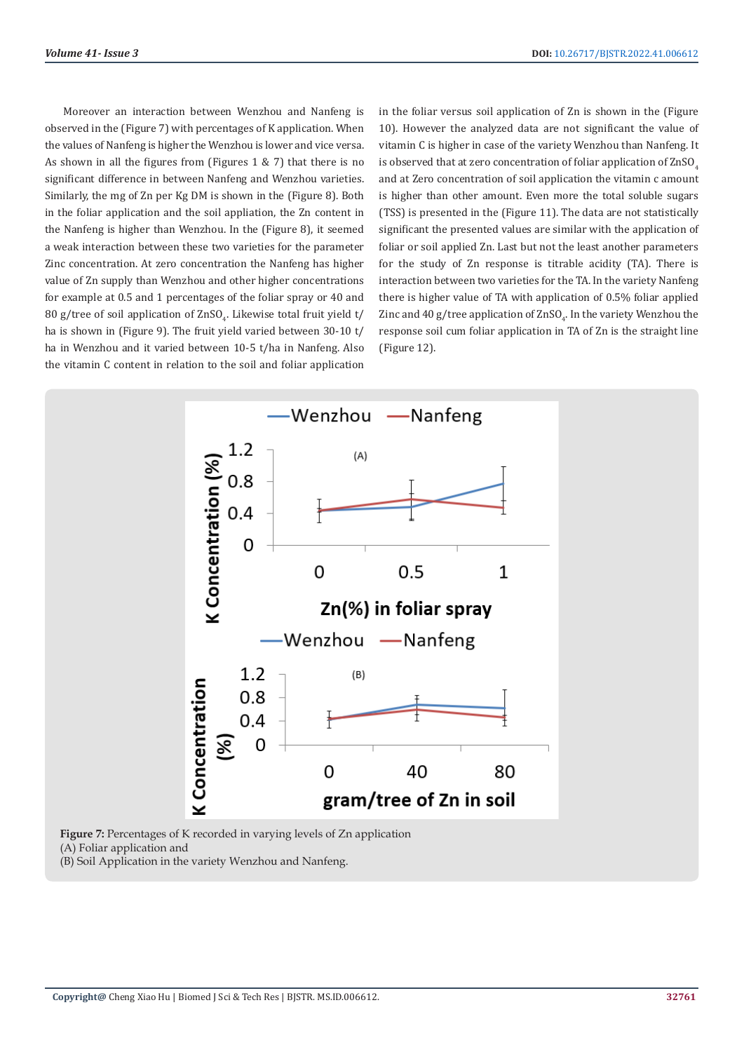Moreover an interaction between Wenzhou and Nanfeng is observed in the (Figure 7) with percentages of K application. When the values of Nanfeng is higher the Wenzhou is lower and vice versa. As shown in all the figures from (Figures 1 & 7) that there is no significant difference in between Nanfeng and Wenzhou varieties. Similarly, the mg of Zn per Kg DM is shown in the (Figure 8). Both in the foliar application and the soil appliation, the Zn content in the Nanfeng is higher than Wenzhou. In the (Figure 8), it seemed a weak interaction between these two varieties for the parameter Zinc concentration. At zero concentration the Nanfeng has higher value of Zn supply than Wenzhou and other higher concentrations for example at 0.5 and 1 percentages of the foliar spray or 40 and 80 g/tree of soil application of $ZnSO_4$. Likewise total fruit yield t/ha is shown in (Figure 9). The fruit yield varied between 30-10 t/ha in Wenzhou and it varied between 10-5 t/ha in Nanfeng. Also the vitamin C content in relation to the soil and foliar application in the foliar versus soil application of Zn is shown in the (Figure 10). However the analyzed data are not significant the value of vitamin C is higher in case of the variety Wenzhou than Nanfeng. It is observed that at zero concentration of foliar application of $ZnSO_4$ and at Zero concentration of soil application the vitamin c amount is higher than other amount. Even more the total soluble sugars (TSS) is presented in the (Figure 11). The data are not statistically significant the presented values are similar with the application of foliar or soil applied Zn. Last but not the least another parameters for the study of Zn response is titrable acidity (TA). There is interaction between two varieties for the TA. In the variety Nanfeng there is higher value of TA with application of 0.5% foliar applied Zinc and 40 g/tree application of $ZnSO_4$. In the variety Wenzhou the response soil cum foliar application in TA of Zn is the straight line (Figure 12).

**Figure 7:** Percentages of K recorded in varying levels of Zn application
(A) Foliar application and
(B) Soil Application in the variety Wenzhou and Nanfeng.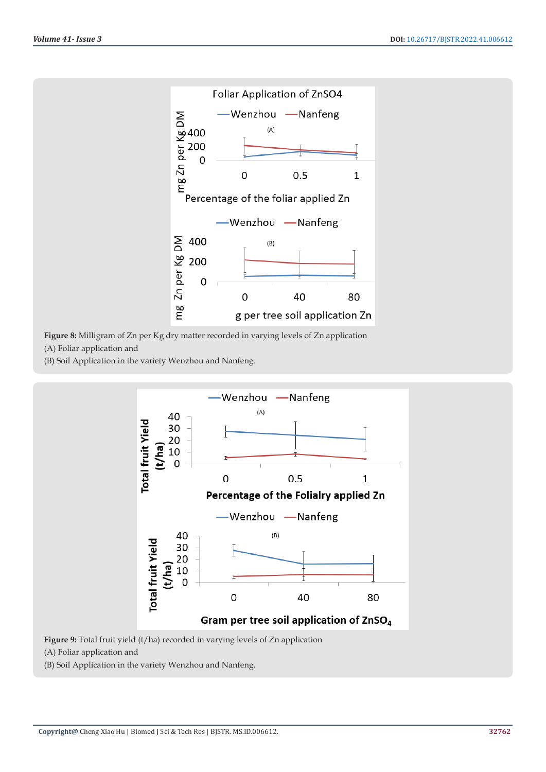Foliar Application of ZnSO4

Wenzhou — Nanfeng

(A)

mg Zn per Kg DM: 400, 200, 0

0, 0.5, 1

Percentage of the foliar applied Zn

Wenzhou — Nanfeng

(B)

mg Zn per Kg DM: 400, 200, 0

0, 40, 80

g per tree soil application Zn

**Figure 8:** Milligram of Zn per Kg dry matter recorded in varying levels of Zn application

(A) Foliar application and

(B) Soil Application in the variety Wenzhou and Nanfeng.

Wenzhou — Nanfeng

(A)

Total fruit Yield (t/ha): 40, 30, 20, 10, 0

0, 0.5, 1

Percentage of the Folialry applied Zn

Wenzhou — Nanfeng

(B)

Total fruit Yield (t/ha): 40, 30, 20, 10, 0

0, 40, 80

Gram per tree soil application of $ZnSO_4$

**Figure 9:** Total fruit yield (t/ha) recorded in varying levels of Zn application

(A) Foliar application and

(B) Soil Application in the variety Wenzhou and Nanfeng.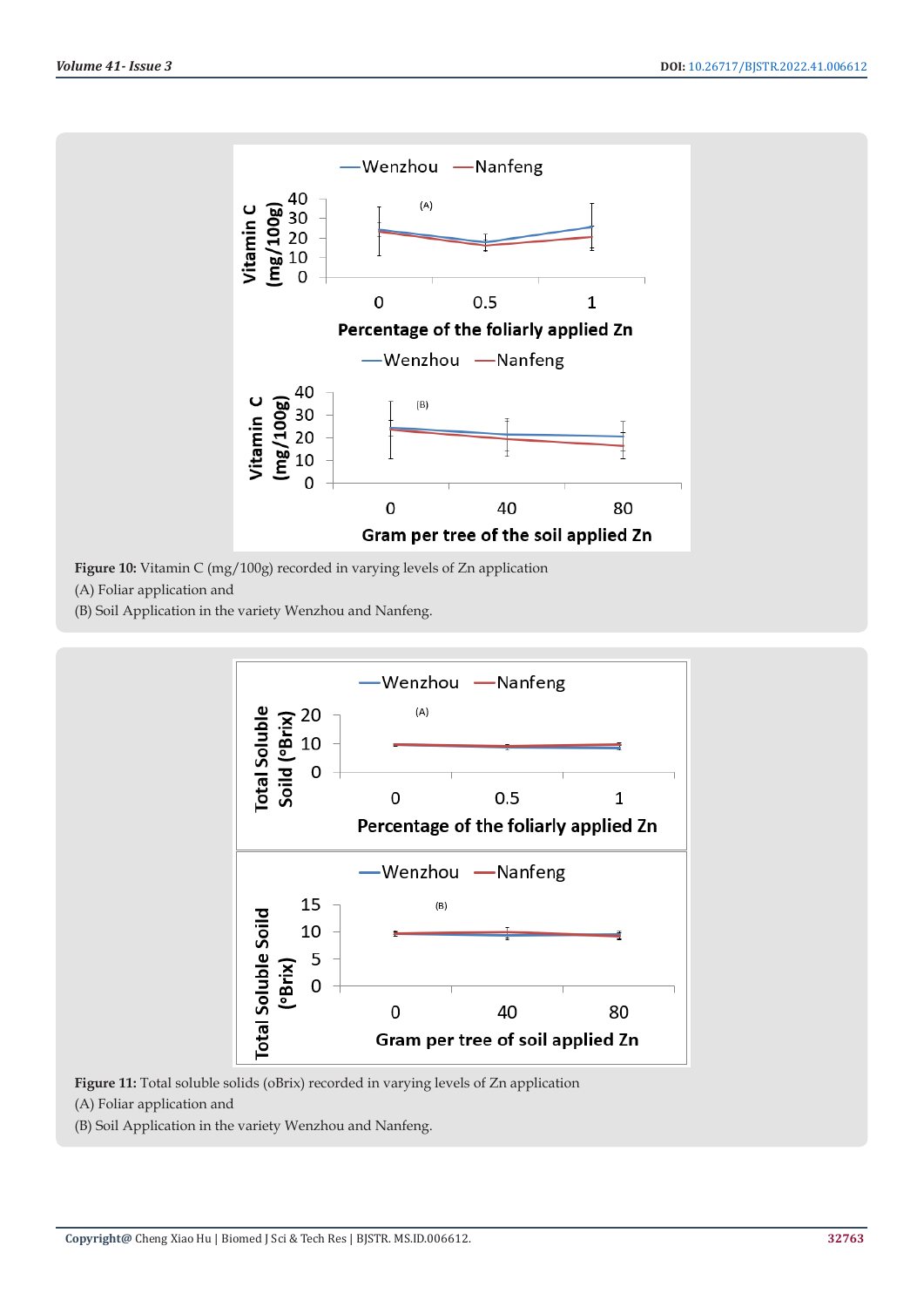Figure 10: Vitamin C (mg/100g) recorded in varying levels of Zn application

(A) Foliar application and

(B) Soil Application in the variety Wenzhou and Nanfeng.

Figure 11: Total soluble solids (oBrix) recorded in varying levels of Zn application

(A) Foliar application and

(B) Soil Application in the variety Wenzhou and Nanfeng.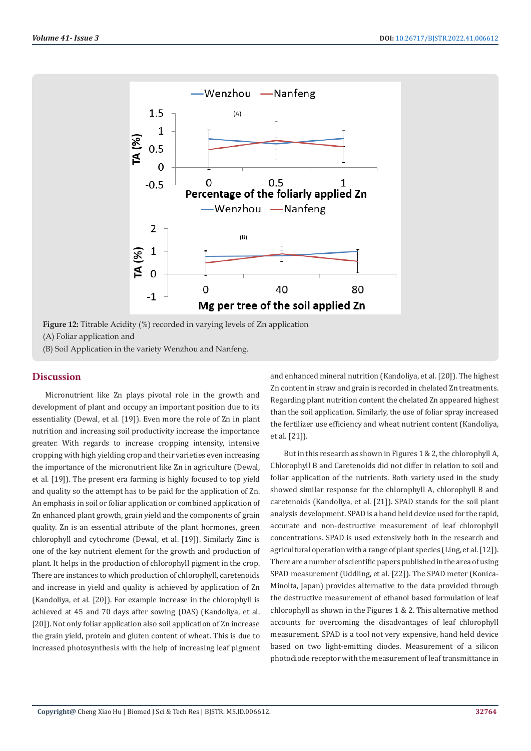Figure 12: Titrable Acidity (%) recorded in varying levels of Zn application

(A) Foliar application and

(B) Soil Application in the variety Wenzhou and Nanfeng.

## Discussion

Micronutrient like Zn plays pivotal role in the growth and development of plant and occupy an important position due to its essentiality (Dewal, et al. [19]). Even more the role of Zn in plant nutrition and increasing soil productivity increase the importance greater. With regards to increase cropping intensity, intensive cropping with high yielding crop and their varieties even increasing the importance of the micronutrient like Zn in agriculture (Dewal, et al. [19]). The present era farming is highly focused to top yield and quality so the attempt has to be paid for the application of Zn. An emphasis in soil or foliar application or combined application of Zn enhanced plant growth, grain yield and the components of grain quality. Zn is an essential attribute of the plant hormones, green chlorophyll and cytochrome (Dewal, et al. [19]). Similarly Zinc is one of the key nutrient element for the growth and production of plant. It helps in the production of chlorophyll pigment in the crop. There are instances to which production of chlorophyll, caretenoids and increase in yield and quality is achieved by application of Zn (Kandoliya, et al. [20]). For example increase in the chlorophyll is achieved at 45 and 70 days after sowing (DAS) (Kandoliya, et al. [20]). Not only foliar application also soil application of Zn increase the grain yield, protein and gluten content of wheat. This is due to increased photosynthesis with the help of increasing leaf pigment and enhanced mineral nutrition (Kandoliya, et al. [20]). The highest Zn content in straw and grain is recorded in chelated Zn treatments. Regarding plant nutrition content the chelated Zn appeared highest than the soil application. Similarly, the use of foliar spray increased the fertilizer use efficiency and wheat nutrient content (Kandoliya, et al. [21]).

But in this research as shown in Figures 1 & 2, the chlorophyll A, Chlorophyll B and Caretenoids did not differ in relation to soil and foliar application of the nutrients. Both variety used in the study showed similar response for the chlorophyll A, chlorophyll B and caretenoids (Kandoliya, et al. [21]). SPAD stands for the soil plant analysis development. SPAD is a hand held device used for the rapid, accurate and non-destructive measurement of leaf chlorophyll concentrations. SPAD is used extensively both in the research and agricultural operation with a range of plant species (Ling, et al. [12]). There are a number of scientific papers published in the area of using SPAD measurement (Uddling, et al. [22]). The SPAD meter (Konica-Minolta, Japan) provides alternative to the data provided through the destructive measurement of ethanol based formulation of leaf chlorophyll as shown in the Figures 1 & 2. This alternative method accounts for overcoming the disadvantages of leaf chlorophyll measurement. SPAD is a tool not very expensive, hand held device based on two light-emitting diodes. Measurement of a silicon photodiode receptor with the measurement of leaf transmittance in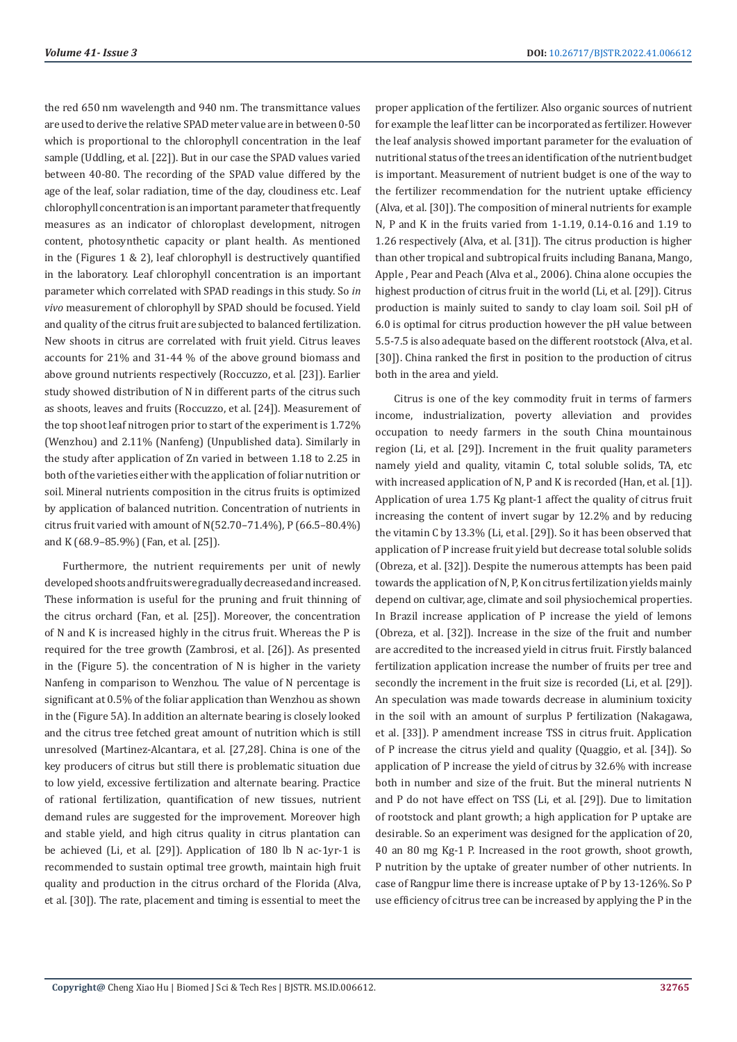the red 650 nm wavelength and 940 nm. The transmittance values are used to derive the relative SPAD meter value are in between 0-50 which is proportional to the chlorophyll concentration in the leaf sample (Uddling, et al. [22]). But in our case the SPAD values varied between 40-80. The recording of the SPAD value differed by the age of the leaf, solar radiation, time of the day, cloudiness etc. Leaf chlorophyll concentration is an important parameter that frequently measures as an indicator of chloroplast development, nitrogen content, photosynthetic capacity or plant health. As mentioned in the (Figures 1 & 2), leaf chlorophyll is destructively quantified in the laboratory. Leaf chlorophyll concentration is an important parameter which correlated with SPAD readings in this study. So *in vivo* measurement of chlorophyll by SPAD should be focused. Yield and quality of the citrus fruit are subjected to balanced fertilization. New shoots in citrus are correlated with fruit yield. Citrus leaves accounts for 21% and 31-44 % of the above ground biomass and above ground nutrients respectively (Roccuzzo, et al. [23]). Earlier study showed distribution of N in different parts of the citrus such as shoots, leaves and fruits (Roccuzzo, et al. [24]). Measurement of the top shoot leaf nitrogen prior to start of the experiment is 1.72% (Wenzhou) and 2.11% (Nanfeng) (Unpublished data). Similarly in the study after application of Zn varied in between 1.18 to 2.25 in both of the varieties either with the application of foliar nutrition or soil. Mineral nutrients composition in the citrus fruits is optimized by application of balanced nutrition. Concentration of nutrients in citrus fruit varied with amount of N(52.70–71.4%), P (66.5–80.4%) and K (68.9–85.9%) (Fan, et al. [25]).

Furthermore, the nutrient requirements per unit of newly developed shoots and fruits were gradually decreased and increased. These information is useful for the pruning and fruit thinning of the citrus orchard (Fan, et al. [25]). Moreover, the concentration of N and K is increased highly in the citrus fruit. Whereas the P is required for the tree growth (Zambrosi, et al. [26]). As presented in the (Figure 5). the concentration of N is higher in the variety Nanfeng in comparison to Wenzhou. The value of N percentage is significant at 0.5% of the foliar application than Wenzhou as shown in the (Figure 5A). In addition an alternate bearing is closely looked and the citrus tree fetched great amount of nutrition which is still unresolved (Martinez-Alcantara, et al. [27,28]. China is one of the key producers of citrus but still there is problematic situation due to low yield, excessive fertilization and alternate bearing. Practice of rational fertilization, quantification of new tissues, nutrient demand rules are suggested for the improvement. Moreover high and stable yield, and high citrus quality in citrus plantation can be achieved (Li, et al. [29]). Application of 180 lb N $ac^{-1}yr^{-1}$ is recommended to sustain optimal tree growth, maintain high fruit quality and production in the citrus orchard of the Florida (Alva, et al. [30]). The rate, placement and timing is essential to meet the proper application of the fertilizer. Also organic sources of nutrient for example the leaf litter can be incorporated as fertilizer. However the leaf analysis showed important parameter for the evaluation of nutritional status of the trees an identification of the nutrient budget is important. Measurement of nutrient budget is one of the way to the fertilizer recommendation for the nutrient uptake efficiency (Alva, et al. [30]). The composition of mineral nutrients for example N, P and K in the fruits varied from 1-1.19, 0.14-0.16 and 1.19 to 1.26 respectively (Alva, et al. [31]). The citrus production is higher than other tropical and subtropical fruits including Banana, Mango, Apple , Pear and Peach (Alva et al., 2006). China alone occupies the highest production of citrus fruit in the world (Li, et al. [29]). Citrus production is mainly suited to sandy to clay loam soil. Soil pH of 6.0 is optimal for citrus production however the pH value between 5.5-7.5 is also adequate based on the different rootstock (Alva, et al. [30]). China ranked the first in position to the production of citrus both in the area and yield.

Citrus is one of the key commodity fruit in terms of farmers income, industrialization, poverty alleviation and provides occupation to needy farmers in the south China mountainous region (Li, et al. [29]). Increment in the fruit quality parameters namely yield and quality, vitamin C, total soluble solids, TA, etc with increased application of N, P and K is recorded (Han, et al. [1]). Application of urea 1.75 Kg $plant^{-1}$ affect the quality of citrus fruit increasing the content of invert sugar by 12.2% and by reducing the vitamin C by 13.3% (Li, et al. [29]). So it has been observed that application of P increase fruit yield but decrease total soluble solids (Obreza, et al. [32]). Despite the numerous attempts has been paid towards the application of N, P, K on citrus fertilization yields mainly depend on cultivar, age, climate and soil physiochemical properties. In Brazil increase application of P increase the yield of lemons (Obreza, et al. [32]). Increase in the size of the fruit and number are accredited to the increased yield in citrus fruit. Firstly balanced fertilization application increase the number of fruits per tree and secondly the increment in the fruit size is recorded (Li, et al. [29]). An speculation was made towards decrease in aluminium toxicity in the soil with an amount of surplus P fertilization (Nakagawa, et al. [33]). P amendment increase TSS in citrus fruit. Application of P increase the citrus yield and quality (Quaggio, et al. [34]). So application of P increase the yield of citrus by 32.6% with increase both in number and size of the fruit. But the mineral nutrients N and P do not have effect on TSS (Li, et al. [29]). Due to limitation of rootstock and plant growth; a high application for P uptake are desirable. So an experiment was designed for the application of 20, 40 an 80 mg $Kg^{-1}$ P. Increased in the root growth, shoot growth, P nutrition by the uptake of greater number of other nutrients. In case of Rangpur lime there is increase uptake of P by 13-126%. So P use efficiency of citrus tree can be increased by applying the P in the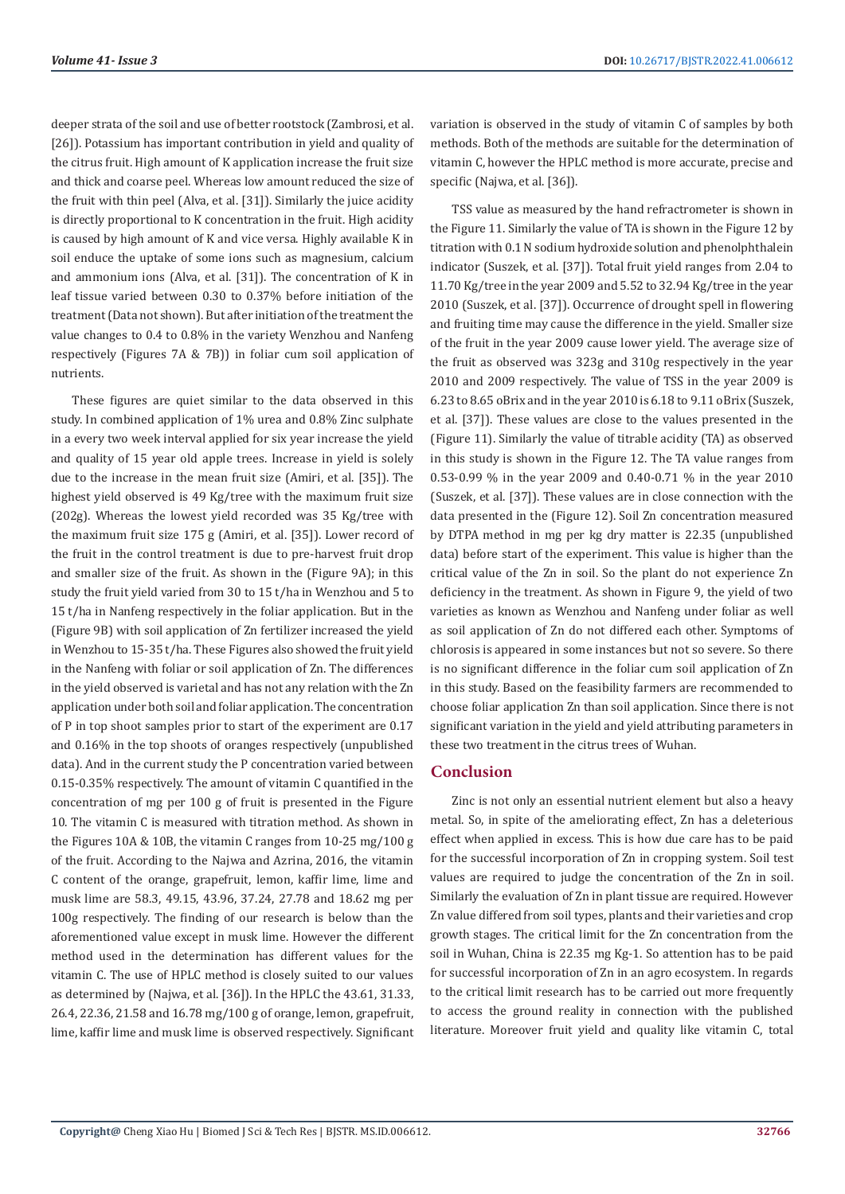deeper strata of the soil and use of better rootstock (Zambrosi, et al. [26]). Potassium has important contribution in yield and quality of the citrus fruit. High amount of K application increase the fruit size and thick and coarse peel. Whereas low amount reduced the size of the fruit with thin peel (Alva, et al. [31]). Similarly the juice acidity is directly proportional to K concentration in the fruit. High acidity is caused by high amount of K and vice versa. Highly available K in soil enduce the uptake of some ions such as magnesium, calcium and ammonium ions (Alva, et al. [31]). The concentration of K in leaf tissue varied between 0.30 to 0.37% before initiation of the treatment (Data not shown). But after initiation of the treatment the value changes to 0.4 to 0.8% in the variety Wenzhou and Nanfeng respectively (Figures 7A & 7B)) in foliar cum soil application of nutrients.

These figures are quiet similar to the data observed in this study. In combined application of 1% urea and 0.8% Zinc sulphate in a every two week interval applied for six year increase the yield and quality of 15 year old apple trees. Increase in yield is solely due to the increase in the mean fruit size (Amiri, et al. [35]). The highest yield observed is 49 Kg/tree with the maximum fruit size (202g). Whereas the lowest yield recorded was 35 Kg/tree with the maximum fruit size 175 g (Amiri, et al. [35]). Lower record of the fruit in the control treatment is due to pre-harvest fruit drop and smaller size of the fruit. As shown in the (Figure 9A); in this study the fruit yield varied from 30 to 15 t/ha in Wenzhou and 5 to 15 t/ha in Nanfeng respectively in the foliar application. But in the (Figure 9B) with soil application of Zn fertilizer increased the yield in Wenzhou to 15-35 t/ha. These Figures also showed the fruit yield in the Nanfeng with foliar or soil application of Zn. The differences in the yield observed is varietal and has not any relation with the Zn application under both soil and foliar application. The concentration of P in top shoot samples prior to start of the experiment are 0.17 and 0.16% in the top shoots of oranges respectively (unpublished data). And in the current study the P concentration varied between 0.15-0.35% respectively. The amount of vitamin C quantified in the concentration of mg per 100 g of fruit is presented in the Figure 10. The vitamin C is measured with titration method. As shown in the Figures 10A & 10B, the vitamin C ranges from 10-25 mg/100 g of the fruit. According to the Najwa and Azrina, 2016, the vitamin C content of the orange, grapefruit, lemon, kaffir lime, lime and musk lime are 58.3, 49.15, 43.96, 37.24, 27.78 and 18.62 mg per 100g respectively. The finding of our research is below than the aforementioned value except in musk lime. However the different method used in the determination has different values for the vitamin C. The use of HPLC method is closely suited to our values as determined by (Najwa, et al. [36]). In the HPLC the 43.61, 31.33, 26.4, 22.36, 21.58 and 16.78 mg/100 g of orange, lemon, grapefruit, lime, kaffir lime and musk lime is observed respectively. Significant variation is observed in the study of vitamin C of samples by both methods. Both of the methods are suitable for the determination of vitamin C, however the HPLC method is more accurate, precise and specific (Najwa, et al. [36]).

TSS value as measured by the hand refractrometer is shown in the Figure 11. Similarly the value of TA is shown in the Figure 12 by titration with 0.1 N sodium hydroxide solution and phenolphthalein indicator (Suszek, et al. [37]). Total fruit yield ranges from 2.04 to 11.70 Kg/tree in the year 2009 and 5.52 to 32.94 Kg/tree in the year 2010 (Suszek, et al. [37]). Occurrence of drought spell in flowering and fruiting time may cause the difference in the yield. Smaller size of the fruit in the year 2009 cause lower yield. The average size of the fruit as observed was 323g and 310g respectively in the year 2010 and 2009 respectively. The value of TSS in the year 2009 is 6.23 to 8.65 oBrix and in the year 2010 is 6.18 to 9.11 oBrix (Suszek, et al. [37]). These values are close to the values presented in the (Figure 11). Similarly the value of titrable acidity (TA) as observed in this study is shown in the Figure 12. The TA value ranges from 0.53-0.99 % in the year 2009 and 0.40-0.71 % in the year 2010 (Suszek, et al. [37]). These values are in close connection with the data presented in the (Figure 12). Soil Zn concentration measured by DTPA method in mg per kg dry matter is 22.35 (unpublished data) before start of the experiment. This value is higher than the critical value of the Zn in soil. So the plant do not experience Zn deficiency in the treatment. As shown in Figure 9, the yield of two varieties as known as Wenzhou and Nanfeng under foliar as well as soil application of Zn do not differed each other. Symptoms of chlorosis is appeared in some instances but not so severe. So there is no significant difference in the foliar cum soil application of Zn in this study. Based on the feasibility farmers are recommended to choose foliar application Zn than soil application. Since there is not significant variation in the yield and yield attributing parameters in these two treatment in the citrus trees of Wuhan.

## Conclusion

Zinc is not only an essential nutrient element but also a heavy metal. So, in spite of the ameliorating effect, Zn has a deleterious effect when applied in excess. This is how due care has to be paid for the successful incorporation of Zn in cropping system. Soil test values are required to judge the concentration of the Zn in soil. Similarly the evaluation of Zn in plant tissue are required. However Zn value differed from soil types, plants and their varieties and crop growth stages. The critical limit for the Zn concentration from the soil in Wuhan, China is 22.35 mg Kg-1. So attention has to be paid for successful incorporation of Zn in an agro ecosystem. In regards to the critical limit research has to be carried out more frequently to access the ground reality in connection with the published literature. Moreover fruit yield and quality like vitamin C, total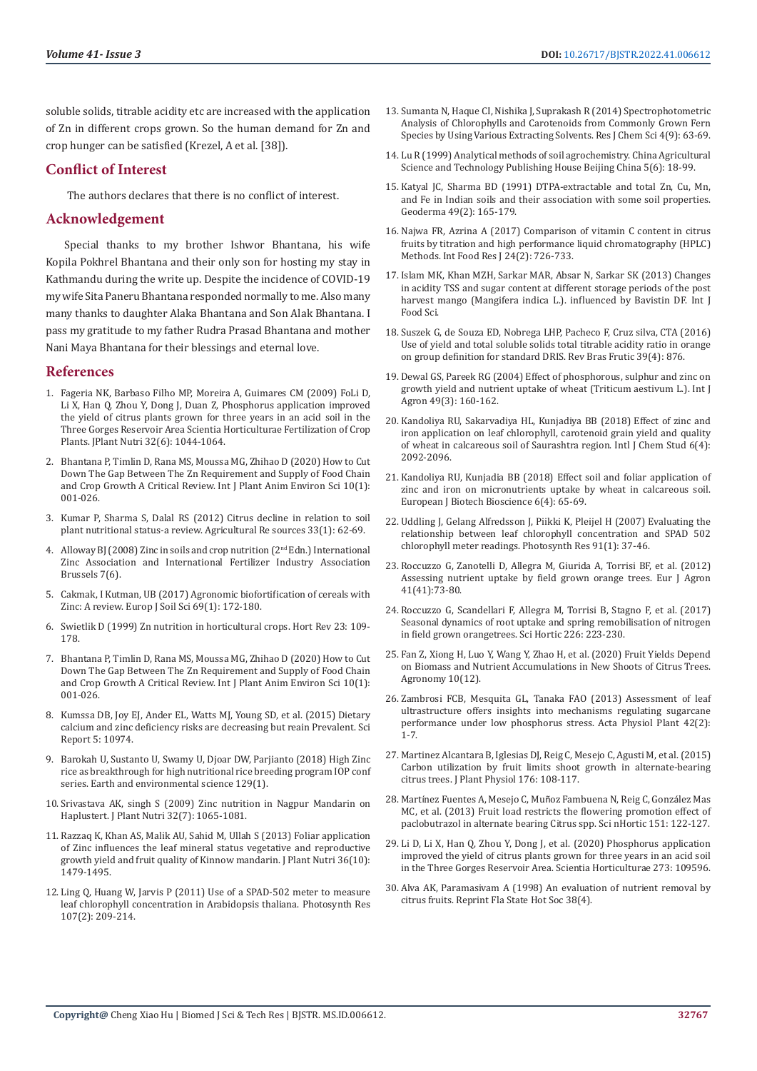soluble solids, titrable acidity etc are increased with the application of Zn in different crops grown. So the human demand for Zn and crop hunger can be satisfied (Krezel, A et al. [38]).

## Conflict of Interest

The authors declares that there is no conflict of interest.

## Acknowledgement

Special thanks to my brother Ishwor Bhantana, his wife Kopila Pokhrel Bhantana and their only son for hosting my stay in Kathmandu during the write up. Despite the incidence of COVID-19 my wife Sita Paneru Bhantana responded normally to me. Also many many thanks to daughter Alaka Bhantana and Son Alak Bhantana. I pass my gratitude to my father Rudra Prasad Bhantana and mother Nani Maya Bhantana for their blessings and eternal love.

## References

1. Fageria NK, Barbaso Filho MP, Moreira A, Guimares CM (2009) FoLi D, Li X, Han Q, Zhou Y, Dong J, Duan Z, Phosphorus application improved the yield of citrus plants grown for three years in an acid soil in the Three Gorges Reservoir Area Scientia Horticulturae Fertilization of Crop Plants. JPlant Nutri 32(6): 1044-1064.
2. Bhantana P, Timlin D, Rana MS, Moussa MG, Zhihao D (2020) How to Cut Down The Gap Between The Zn Requirement and Supply of Food Chain and Crop Growth A Critical Review. Int J Plant Anim Environ Sci 10(1): 001-026.
3. Kumar P, Sharma S, Dalal RS (2012) Citrus decline in relation to soil plant nutritional status-a review. Agricultural Re sources 33(1): 62-69.
4. Alloway BJ (2008) Zinc in soils and crop nutrition (2nd Edn.) International Zinc Association and International Fertilizer Industry Association Brussels 7(6).
5. Cakmak, I Kutman, UB (2017) Agronomic biofortification of cereals with Zinc: A review. Europ J Soil Sci 69(1): 172-180.
6. Swietlik D (1999) Zn nutrition in horticultural crops. Hort Rev 23: 109-178.
7. Bhantana P, Timlin D, Rana MS, Moussa MG, Zhihao D (2020) How to Cut Down The Gap Between The Zn Requirement and Supply of Food Chain and Crop Growth A Critical Review. Int J Plant Anim Environ Sci 10(1): 001-026.
8. Kumssa DB, Joy EJ, Ander EL, Watts MJ, Young SD, et al. (2015) Dietary calcium and zinc deficiency risks are decreasing but reain Prevalent. Sci Report 5: 10974.
9. Barokah U, Sustanto U, Swamy U, Djoar DW, Parjianto (2018) High Zinc rice as breakthrough for high nutritional rice breeding program IOP conf series. Earth and environmental science 129(1).
10. Srivastava AK, singh S (2009) Zinc nutrition in Nagpur Mandarin on Haplustert. J Plant Nutri 32(7): 1065-1081.
11. Razzaq K, Khan AS, Malik AU, Sahid M, Ullah S (2013) Foliar application of Zinc influences the leaf mineral status vegetative and reproductive growth yield and fruit quality of Kinnow mandarin. J Plant Nutri 36(10): 1479-1495.
12. Ling Q, Huang W, Jarvis P (2011) Use of a SPAD-502 meter to measure leaf chlorophyll concentration in Arabidopsis thaliana. Photosynth Res 107(2): 209-214.
13. Sumanta N, Haque CI, Nishika J, Suprakash R (2014) Spectrophotometric Analysis of Chlorophylls and Carotenoids from Commonly Grown Fern Species by Using Various Extracting Solvents. Res J Chem Sci 4(9): 63-69.
14. Lu R (1999) Analytical methods of soil agrochemistry. China Agricultural Science and Technology Publishing House Beijing China 5(6): 18-99.
15. Katyal JC, Sharma BD (1991) DTPA-extractable and total Zn, Cu, Mn, and Fe in Indian soils and their association with some soil properties. Geoderma 49(2): 165-179.
16. Najwa FR, Azrina A (2017) Comparison of vitamin C content in citrus fruits by titration and high performance liquid chromatography (HPLC) Methods. Int Food Res J 24(2): 726-733.
17. Islam MK, Khan MZH, Sarkar MAR, Absar N, Sarkar SK (2013) Changes in acidity TSS and sugar content at different storage periods of the post harvest mango (Mangifera indica L.). influenced by Bavistin DF. Int J Food Sci.
18. Suszek G, de Souza ED, Nobrega LHP, Pacheco F, Cruz silva, CTA (2016) Use of yield and total soluble solids total titrable acidity ratio in orange on group definition for standard DRIS. Rev Bras Frutic 39(4): 876.
19. Dewal GS, Pareek RG (2004) Effect of phosphorous, sulphur and zinc on growth yield and nutrient uptake of wheat (Triticum aestivum L.). Int J Agron 49(3): 160-162.
20. Kandoliya RU, Sakarvadiya HL, Kunjadiya BB (2018) Effect of zinc and iron application on leaf chlorophyll, carotenoid grain yield and quality of wheat in calcareous soil of Saurashtra region. Intl J Chem Stud 6(4): 2092-2096.
21. Kandoliya RU, Kunjadia BB (2018) Effect soil and foliar application of zinc and iron on micronutrients uptake by wheat in calcareous soil. European J Biotech Bioscience 6(4): 65-69.
22. Uddling J, Gelang Alfredsson J, Piikki K, Pleijel H (2007) Evaluating the relationship between leaf chlorophyll concentration and SPAD 502 chlorophyll meter readings. Photosynth Res 91(1): 37-46.
23. Roccuzzo G, Zanotelli D, Allegra M, Giurida A, Torrisi BF, et al. (2012) Assessing nutrient uptake by field grown orange trees. Eur J Agron 41(41):73-80.
24. Roccuzzo G, Scandellari F, Allegra M, Torrisi B, Stagno F, et al. (2017) Seasonal dynamics of root uptake and spring remobilisation of nitrogen in field grown orangetrees. Sci Hortic 226: 223-230.
25. Fan Z, Xiong H, Luo Y, Wang Y, Zhao H, et al. (2020) Fruit Yields Depend on Biomass and Nutrient Accumulations in New Shoots of Citrus Trees. Agronomy 10(12).
26. Zambrosi FCB, Mesquita GL, Tanaka FAO (2013) Assessment of leaf ultrastructure offers insights into mechanisms regulating sugarcane performance under low phosphorus stress. Acta Physiol Plant 42(2): 1-7.
27. Martinez Alcantara B, Iglesias DJ, Reig C, Mesejo C, Agusti M, et al. (2015) Carbon utilization by fruit limits shoot growth in alternate-bearing citrus trees. J Plant Physiol 176: 108-117.
28. Martínez Fuentes A, Mesejo C, Muñoz Fambuena N, Reig C, González Mas MC, et al. (2013) Fruit load restricts the flowering promotion effect of paclobutrazol in alternate bearing Citrus spp. Sci nHortic 151: 122-127.
29. Li D, Li X, Han Q, Zhou Y, Dong J, et al. (2020) Phosphorus application improved the yield of citrus plants grown for three years in an acid soil in the Three Gorges Reservoir Area. Scientia Horticulturae 273: 109596.
30. Alva AK, Paramasivam A (1998) An evaluation of nutrient removal by citrus fruits. Reprint Fla State Hot Soc 38(4).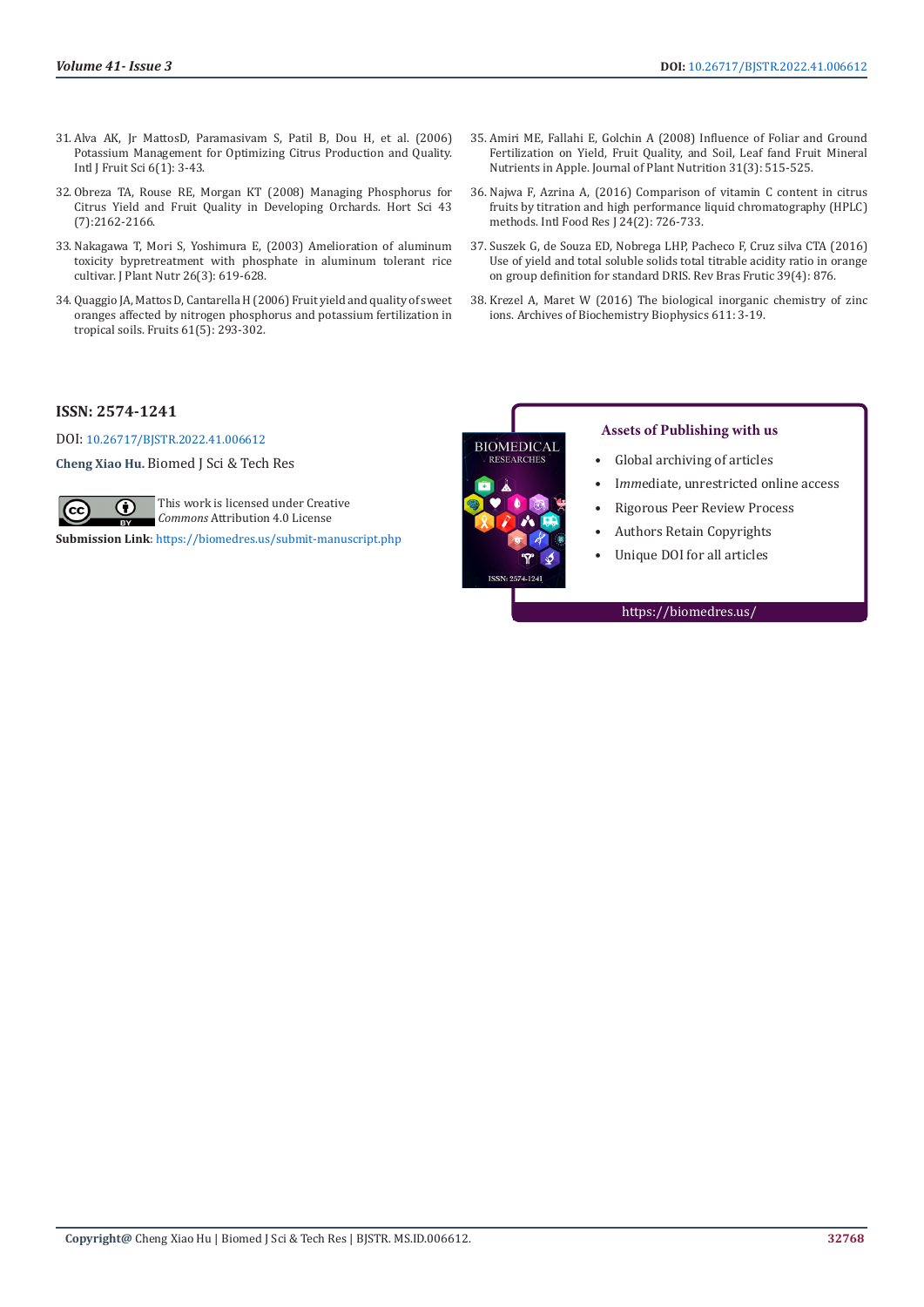31. Alva AK, Jr MattosD, Paramasivam S, Patil B, Dou H, et al. (2006) Potassium Management for Optimizing Citrus Production and Quality. Intl J Fruit Sci 6(1): 3-43.
32. Obreza TA, Rouse RE, Morgan KT (2008) Managing Phosphorus for Citrus Yield and Fruit Quality in Developing Orchards. Hort Sci 43 (7):2162-2166.
33. Nakagawa T, Mori S, Yoshimura E, (2003) Amelioration of aluminum toxicity bypretreatment with phosphate in aluminum tolerant rice cultivar. J Plant Nutr 26(3): 619-628.
34. Quaggio JA, Mattos D, Cantarella H (2006) Fruit yield and quality of sweet oranges affected by nitrogen phosphorus and potassium fertilization in tropical soils. Fruits 61(5): 293-302.
35. Amiri ME, Fallahi E, Golchin A (2008) Influence of Foliar and Ground Fertilization on Yield, Fruit Quality, and Soil, Leaf fand Fruit Mineral Nutrients in Apple. Journal of Plant Nutrition 31(3): 515-525.
36. Najwa F, Azrina A, (2016) Comparison of vitamin C content in citrus fruits by titration and high performance liquid chromatography (HPLC) methods. Intl Food Res J 24(2): 726-733.
37. Suszek G, de Souza ED, Nobrega LHP, Pacheco F, Cruz silva CTA (2016) Use of yield and total soluble solids total titrable acidity ratio in orange on group definition for standard DRIS. Rev Bras Frutic 39(4): 876.
38. Krezel A, Maret W (2016) The biological inorganic chemistry of zinc ions. Archives of Biochemistry Biophysics 611: 3-19.

**ISSN: 2574-1241**

DOI: 10.26717/BJSTR.2022.41.006612

**Cheng Xiao Hu.** Biomed J Sci & Tech Res

This work is licensed under Creative *Commons* Attribution 4.0 License

**Submission Link**: https://biomedres.us/submit-manuscript.php

**Assets of Publishing with us**

- Global archiving of articles
- Immediate, unrestricted online access
- Rigorous Peer Review Process
- Authors Retain Copyrights
- Unique DOI for all articles

https://biomedres.us/